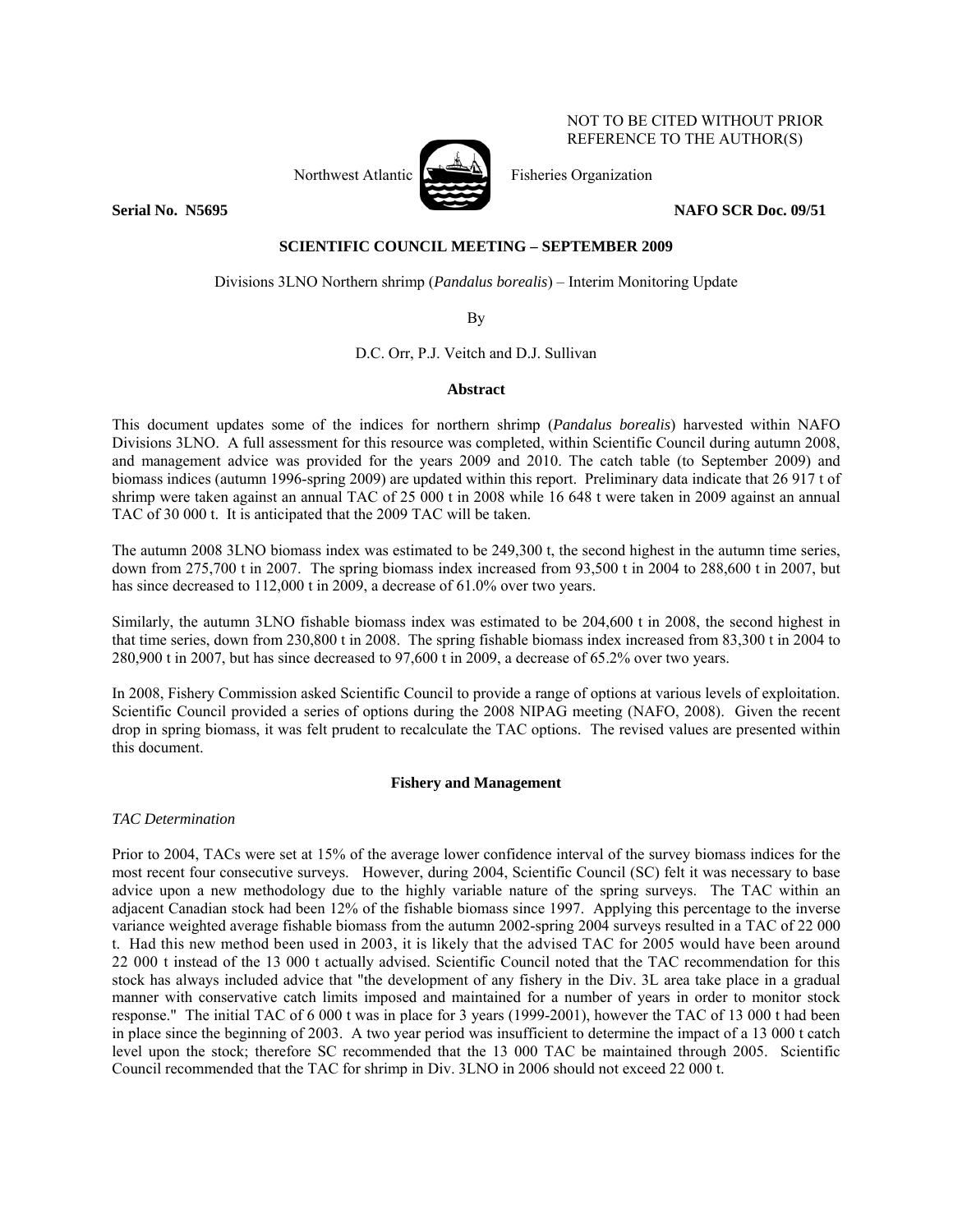NOT TO BE CITED WITHOUT PRIOR REFERENCE TO THE AUTHOR(S)

Northwest Atlantic Fisheries Organization

**Serial No. N5695** **NAFO SCR Doc. 09/51**

**SCIENTIFIC COUNCIL MEETING – SEPTEMBER 2009**

Divisions 3LNO Northern shrimp (*Pandalus borealis*) – Interim Monitoring Update

By

D.C. Orr, P.J. Veitch and D.J. Sullivan

**Abstract**

This document updates some of the indices for northern shrimp (*Pandalus borealis*) harvested within NAFO Divisions 3LNO. A full assessment for this resource was completed, within Scientific Council during autumn 2008, and management advice was provided for the years 2009 and 2010. The catch table (to September 2009) and biomass indices (autumn 1996-spring 2009) are updated within this report. Preliminary data indicate that 26 917 t of shrimp were taken against an annual TAC of 25 000 t in 2008 while 16 648 t were taken in 2009 against an annual TAC of 30 000 t. It is anticipated that the 2009 TAC will be taken.

The autumn 2008 3LNO biomass index was estimated to be 249,300 t, the second highest in the autumn time series, down from 275,700 t in 2007. The spring biomass index increased from 93,500 t in 2004 to 288,600 t in 2007, but has since decreased to 112,000 t in 2009, a decrease of 61.0% over two years.

Similarly, the autumn 3LNO fishable biomass index was estimated to be 204,600 t in 2008, the second highest in that time series, down from 230,800 t in 2008. The spring fishable biomass index increased from 83,300 t in 2004 to 280,900 t in 2007, but has since decreased to 97,600 t in 2009, a decrease of 65.2% over two years.

In 2008, Fishery Commission asked Scientific Council to provide a range of options at various levels of exploitation. Scientific Council provided a series of options during the 2008 NIPAG meeting (NAFO, 2008). Given the recent drop in spring biomass, it was felt prudent to recalculate the TAC options. The revised values are presented within this document.

**Fishery and Management**

*TAC Determination*

Prior to 2004, TACs were set at 15% of the average lower confidence interval of the survey biomass indices for the most recent four consecutive surveys. However, during 2004, Scientific Council (SC) felt it was necessary to base advice upon a new methodology due to the highly variable nature of the spring surveys. The TAC within an adjacent Canadian stock had been 12% of the fishable biomass since 1997. Applying this percentage to the inverse variance weighted average fishable biomass from the autumn 2002-spring 2004 surveys resulted in a TAC of 22 000 t. Had this new method been used in 2003, it is likely that the advised TAC for 2005 would have been around 22 000 t instead of the 13 000 t actually advised. Scientific Council noted that the TAC recommendation for this stock has always included advice that "the development of any fishery in the Div. 3L area take place in a gradual manner with conservative catch limits imposed and maintained for a number of years in order to monitor stock response." The initial TAC of 6 000 t was in place for 3 years (1999-2001), however the TAC of 13 000 t had been in place since the beginning of 2003. A two year period was insufficient to determine the impact of a 13 000 t catch level upon the stock; therefore SC recommended that the 13 000 TAC be maintained through 2005. Scientific Council recommended that the TAC for shrimp in Div. 3LNO in 2006 should not exceed 22 000 t.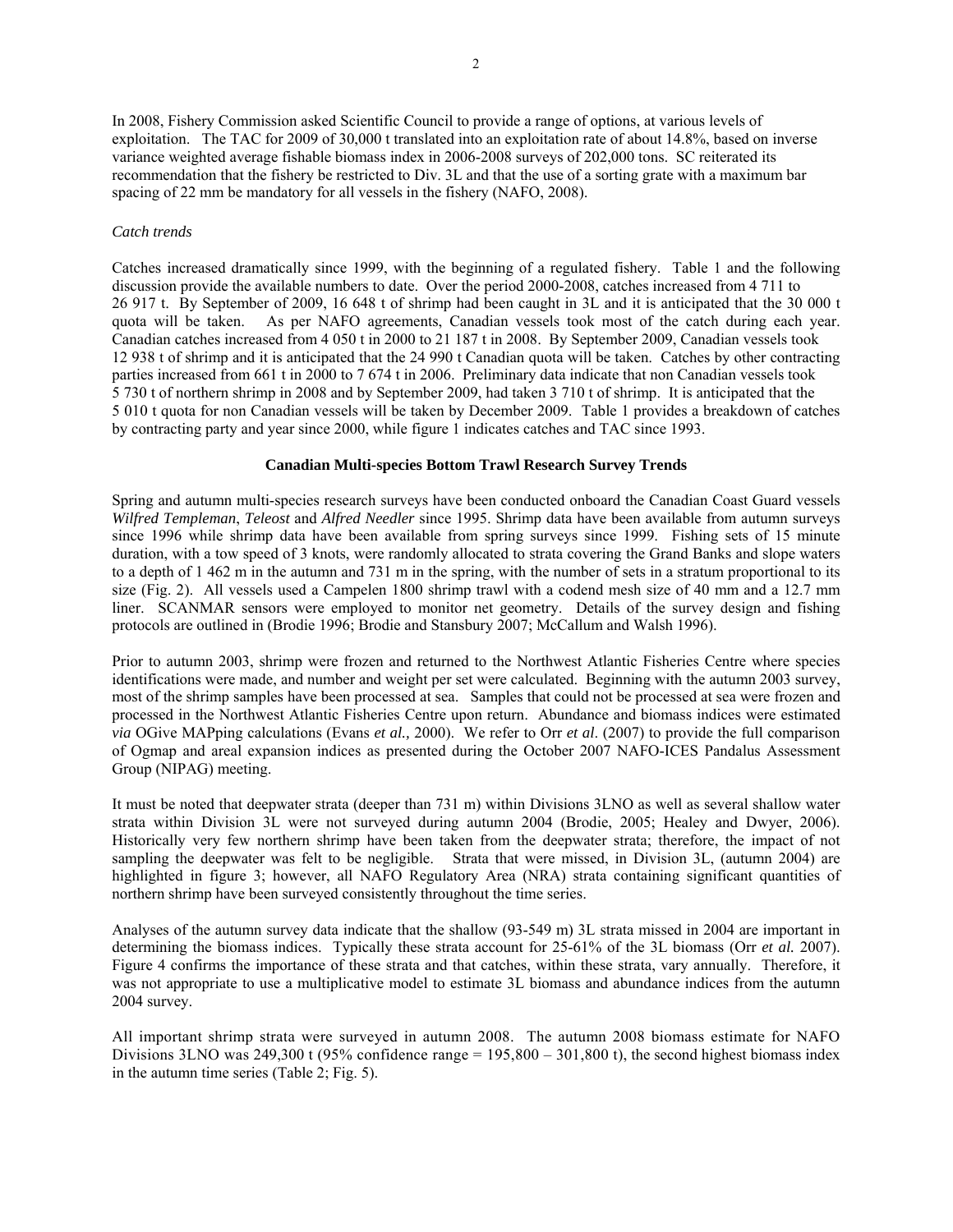In 2008, Fishery Commission asked Scientific Council to provide a range of options, at various levels of exploitation. The TAC for 2009 of 30,000 t translated into an exploitation rate of about 14.8%, based on inverse variance weighted average fishable biomass index in 2006-2008 surveys of 202,000 tons. SC reiterated its recommendation that the fishery be restricted to Div. 3L and that the use of a sorting grate with a maximum bar spacing of 22 mm be mandatory for all vessels in the fishery (NAFO, 2008).

*Catch trends*

Catches increased dramatically since 1999, with the beginning of a regulated fishery. Table 1 and the following discussion provide the available numbers to date. Over the period 2000-2008, catches increased from 4 711 to 26 917 t. By September of 2009, 16 648 t of shrimp had been caught in 3L and it is anticipated that the 30 000 t quota will be taken. As per NAFO agreements, Canadian vessels took most of the catch during each year. Canadian catches increased from 4 050 t in 2000 to 21 187 t in 2008. By September 2009, Canadian vessels took 12 938 t of shrimp and it is anticipated that the 24 990 t Canadian quota will be taken. Catches by other contracting parties increased from 661 t in 2000 to 7 674 t in 2006. Preliminary data indicate that non Canadian vessels took 5 730 t of northern shrimp in 2008 and by September 2009, had taken 3 710 t of shrimp. It is anticipated that the 5 010 t quota for non Canadian vessels will be taken by December 2009. Table 1 provides a breakdown of catches by contracting party and year since 2000, while figure 1 indicates catches and TAC since 1993.

## Canadian Multi-species Bottom Trawl Research Survey Trends

Spring and autumn multi-species research surveys have been conducted onboard the Canadian Coast Guard vessels *Wilfred Templeman*, *Teleost* and *Alfred Needler* since 1995. Shrimp data have been available from autumn surveys since 1996 while shrimp data have been available from spring surveys since 1999. Fishing sets of 15 minute duration, with a tow speed of 3 knots, were randomly allocated to strata covering the Grand Banks and slope waters to a depth of 1 462 m in the autumn and 731 m in the spring, with the number of sets in a stratum proportional to its size (Fig. 2). All vessels used a Campelen 1800 shrimp trawl with a codend mesh size of 40 mm and a 12.7 mm liner. SCANMAR sensors were employed to monitor net geometry. Details of the survey design and fishing protocols are outlined in (Brodie 1996; Brodie and Stansbury 2007; McCallum and Walsh 1996).

Prior to autumn 2003, shrimp were frozen and returned to the Northwest Atlantic Fisheries Centre where species identifications were made, and number and weight per set were calculated. Beginning with the autumn 2003 survey, most of the shrimp samples have been processed at sea. Samples that could not be processed at sea were frozen and processed in the Northwest Atlantic Fisheries Centre upon return. Abundance and biomass indices were estimated *via* OGive MAPping calculations (Evans *et al.,* 2000). We refer to Orr *et al*. (2007) to provide the full comparison of Ogmap and areal expansion indices as presented during the October 2007 NAFO-ICES Pandalus Assessment Group (NIPAG) meeting.

It must be noted that deepwater strata (deeper than 731 m) within Divisions 3LNO as well as several shallow water strata within Division 3L were not surveyed during autumn 2004 (Brodie, 2005; Healey and Dwyer, 2006). Historically very few northern shrimp have been taken from the deepwater strata; therefore, the impact of not sampling the deepwater was felt to be negligible. Strata that were missed, in Division 3L, (autumn 2004) are highlighted in figure 3; however, all NAFO Regulatory Area (NRA) strata containing significant quantities of northern shrimp have been surveyed consistently throughout the time series.

Analyses of the autumn survey data indicate that the shallow (93-549 m) 3L strata missed in 2004 are important in determining the biomass indices. Typically these strata account for 25-61% of the 3L biomass (Orr *et al.* 2007). Figure 4 confirms the importance of these strata and that catches, within these strata, vary annually. Therefore, it was not appropriate to use a multiplicative model to estimate 3L biomass and abundance indices from the autumn 2004 survey.

All important shrimp strata were surveyed in autumn 2008. The autumn 2008 biomass estimate for NAFO Divisions 3LNO was 249,300 t (95% confidence range = 195,800 – 301,800 t), the second highest biomass index in the autumn time series (Table 2; Fig. 5).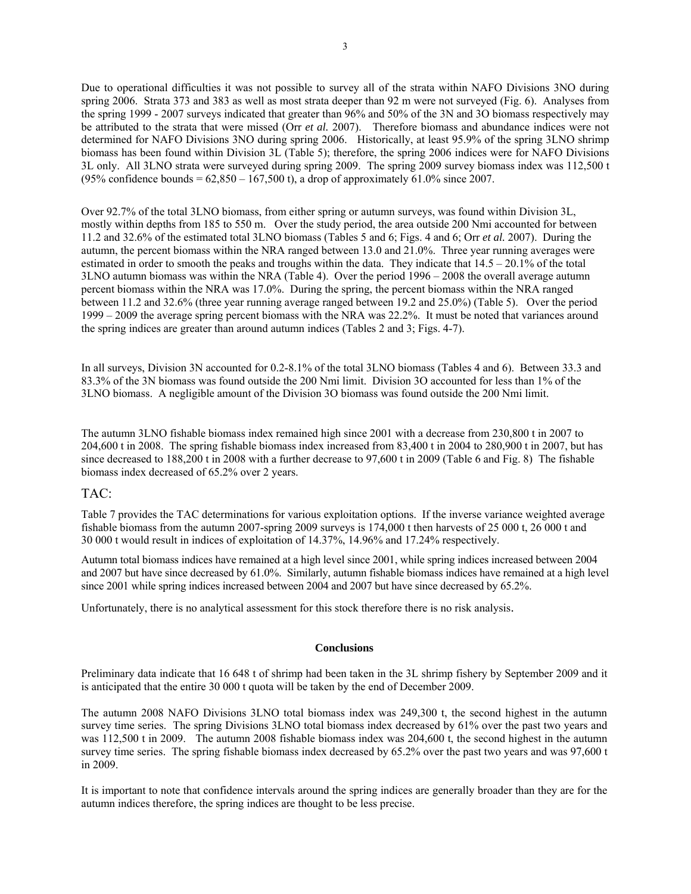Due to operational difficulties it was not possible to survey all of the strata within NAFO Divisions 3NO during spring 2006. Strata 373 and 383 as well as most strata deeper than 92 m were not surveyed (Fig. 6). Analyses from the spring 1999 - 2007 surveys indicated that greater than 96% and 50% of the 3N and 3O biomass respectively may be attributed to the strata that were missed (Orr *et al.* 2007). Therefore biomass and abundance indices were not determined for NAFO Divisions 3NO during spring 2006. Historically, at least 95.9% of the spring 3LNO shrimp biomass has been found within Division 3L (Table 5); therefore, the spring 2006 indices were for NAFO Divisions 3L only. All 3LNO strata were surveyed during spring 2009. The spring 2009 survey biomass index was 112,500 t (95% confidence bounds = 62,850 – 167,500 t), a drop of approximately 61.0% since 2007.

Over 92.7% of the total 3LNO biomass, from either spring or autumn surveys, was found within Division 3L, mostly within depths from 185 to 550 m. Over the study period, the area outside 200 Nmi accounted for between 11.2 and 32.6% of the estimated total 3LNO biomass (Tables 5 and 6; Figs. 4 and 6; Orr *et al.* 2007). During the autumn, the percent biomass within the NRA ranged between 13.0 and 21.0%. Three year running averages were estimated in order to smooth the peaks and troughs within the data. They indicate that 14.5 – 20.1% of the total 3LNO autumn biomass was within the NRA (Table 4). Over the period 1996 – 2008 the overall average autumn percent biomass within the NRA was 17.0%. During the spring, the percent biomass within the NRA ranged between 11.2 and 32.6% (three year running average ranged between 19.2 and 25.0%) (Table 5). Over the period 1999 – 2009 the average spring percent biomass with the NRA was 22.2%. It must be noted that variances around the spring indices are greater than around autumn indices (Tables 2 and 3; Figs. 4-7).

In all surveys, Division 3N accounted for 0.2-8.1% of the total 3LNO biomass (Tables 4 and 6). Between 33.3 and 83.3% of the 3N biomass was found outside the 200 Nmi limit. Division 3O accounted for less than 1% of the 3LNO biomass. A negligible amount of the Division 3O biomass was found outside the 200 Nmi limit.

The autumn 3LNO fishable biomass index remained high since 2001 with a decrease from 230,800 t in 2007 to 204,600 t in 2008. The spring fishable biomass index increased from 83,400 t in 2004 to 280,900 t in 2007, but has since decreased to 188,200 t in 2008 with a further decrease to 97,600 t in 2009 (Table 6 and Fig. 8) The fishable biomass index decreased of 65.2% over 2 years.

## TAC:

Table 7 provides the TAC determinations for various exploitation options. If the inverse variance weighted average fishable biomass from the autumn 2007-spring 2009 surveys is 174,000 t then harvests of 25 000 t, 26 000 t and 30 000 t would result in indices of exploitation of 14.37%, 14.96% and 17.24% respectively.

Autumn total biomass indices have remained at a high level since 2001, while spring indices increased between 2004 and 2007 but have since decreased by 61.0%. Similarly, autumn fishable biomass indices have remained at a high level since 2001 while spring indices increased between 2004 and 2007 but have since decreased by 65.2%.

Unfortunately, there is no analytical assessment for this stock therefore there is no risk analysis.

### Conclusions

Preliminary data indicate that 16 648 t of shrimp had been taken in the 3L shrimp fishery by September 2009 and it is anticipated that the entire 30 000 t quota will be taken by the end of December 2009.

The autumn 2008 NAFO Divisions 3LNO total biomass index was 249,300 t, the second highest in the autumn survey time series. The spring Divisions 3LNO total biomass index decreased by 61% over the past two years and was 112,500 t in 2009. The autumn 2008 fishable biomass index was 204,600 t, the second highest in the autumn survey time series. The spring fishable biomass index decreased by 65.2% over the past two years and was 97,600 t in 2009.

It is important to note that confidence intervals around the spring indices are generally broader than they are for the autumn indices therefore, the spring indices are thought to be less precise.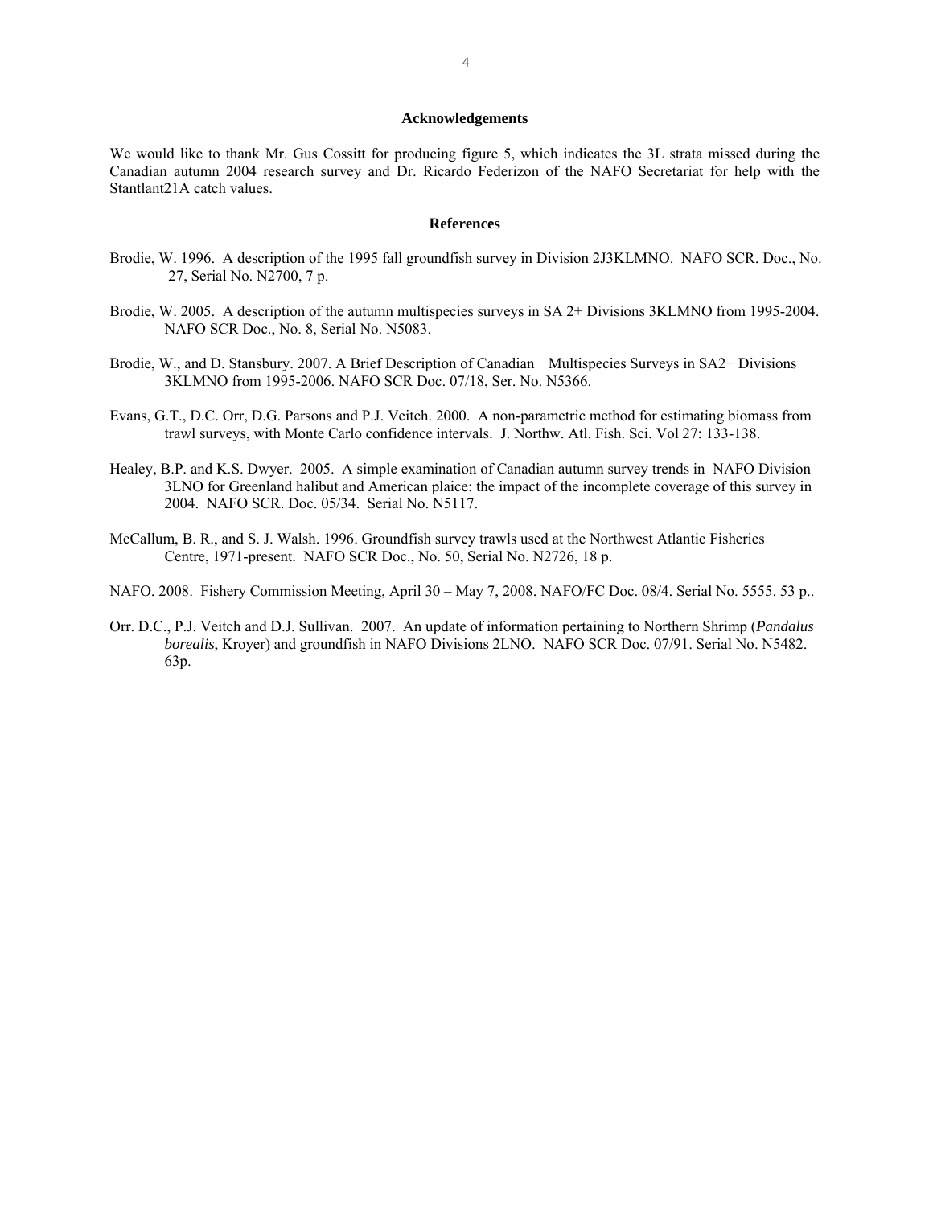## Acknowledgements

We would like to thank Mr. Gus Cossitt for producing figure 5, which indicates the 3L strata missed during the Canadian autumn 2004 research survey and Dr. Ricardo Federizon of the NAFO Secretariat for help with the Stantlant21A catch values.

## References

Brodie, W. 1996. A description of the 1995 fall groundfish survey in Division 2J3KLMNO. NAFO SCR. Doc., No. 27, Serial No. N2700, 7 p.

Brodie, W. 2005. A description of the autumn multispecies surveys in SA 2+ Divisions 3KLMNO from 1995-2004. NAFO SCR Doc., No. 8, Serial No. N5083.

Brodie, W., and D. Stansbury. 2007. A Brief Description of Canadian Multispecies Surveys in SA2+ Divisions 3KLMNO from 1995-2006. NAFO SCR Doc. 07/18, Ser. No. N5366.

Evans, G.T., D.C. Orr, D.G. Parsons and P.J. Veitch. 2000. A non-parametric method for estimating biomass from trawl surveys, with Monte Carlo confidence intervals. J. Northw. Atl. Fish. Sci. Vol 27: 133-138.

Healey, B.P. and K.S. Dwyer. 2005. A simple examination of Canadian autumn survey trends in NAFO Division 3LNO for Greenland halibut and American plaice: the impact of the incomplete coverage of this survey in 2004. NAFO SCR. Doc. 05/34. Serial No. N5117.

McCallum, B. R., and S. J. Walsh. 1996. Groundfish survey trawls used at the Northwest Atlantic Fisheries Centre, 1971-present. NAFO SCR Doc., No. 50, Serial No. N2726, 18 p.

NAFO. 2008. Fishery Commission Meeting, April 30 – May 7, 2008. NAFO/FC Doc. 08/4. Serial No. 5555. 53 p..

Orr. D.C., P.J. Veitch and D.J. Sullivan. 2007. An update of information pertaining to Northern Shrimp (*Pandalus borealis*, Kroyer) and groundfish in NAFO Divisions 2LNO. NAFO SCR Doc. 07/91. Serial No. N5482. 63p.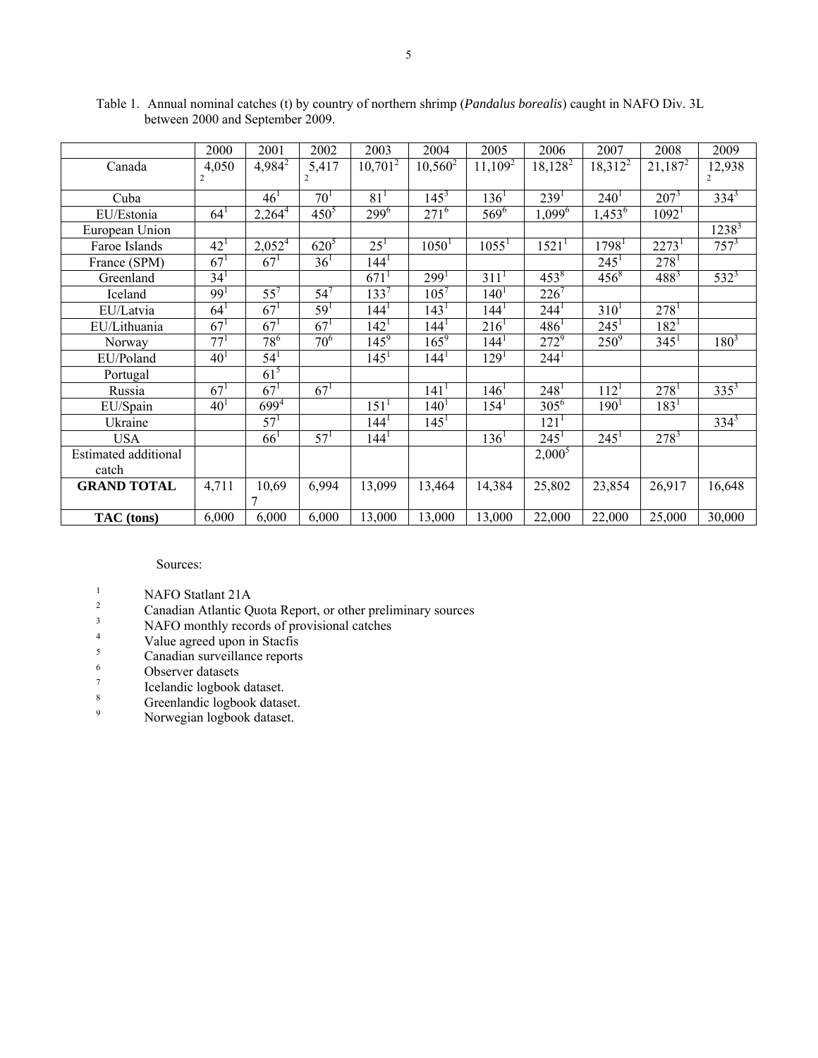Table 1. Annual nominal catches (t) by country of northern shrimp (*Pandalus borealis*) caught in NAFO Div. 3L between 2000 and September 2009.

| | 2000 | 2001 | 2002 | 2003 | 2004 | 2005 | 2006 | 2007 | 2008 | 2009 |
|---|---|---|---|---|---|---|---|---|---|---|
| Canada | 4,050 [2] | 4,984 [2] | 5,417 [2] | 10,701 [2] | 10,560 [2] | 11,109 [2] | 18,128 [2] | 18,312 [2] | 21,187 [2] | 12,938 [2] |
| Cuba | | 46 [1] | 70 [1] | 81 [1] | 145 [3] | 136 [1] | 239 [1] | 240 [1] | 207 [3] | 334 [3] |
| EU/Estonia | 64 [1] | 2,264 [4] | 450 [5] | 299 [6] | 271 [6] | 569 [6] | 1,099 [6] | 1,453 [6] | 1092 [1] | |
| European Union | | | | | | | | | | 1238 [3] |
| Faroe Islands | 42 [1] | 2,052 [4] | 620 [5] | 25 [1] | 1050 [1] | 1055 [1] | 1521 [1] | 1798 [1] | 2273 [1] | 757 [3] |
| France (SPM) | 67 [1] | 67 [1] | 36 [1] | 144 [1] | | | | 245 [1] | 278 [1] | |
| Greenland | 34 [1] | | | 671 [1] | 299 [1] | 311 [1] | 453 [8] | 456 [8] | 488 [3] | 532 [3] |
| Iceland | 99 [1] | 55 [7] | 54 [7] | 133 [7] | 105 [7] | 140 [1] | 226 [7] | | | |
| EU/Latvia | 64 [1] | 67 [1] | 59 [1] | 144 [1] | 143 [1] | 144 [1] | 244 [1] | 310 [1] | 278 [1] | |
| EU/Lithuania | 67 [1] | 67 [1] | 67 [1] | 142 [1] | 144 [1] | 216 [1] | 486 [1] | 245 [1] | 182 [1] | |
| Norway | 77 [1] | 78 [6] | 70 [6] | 145 [9] | 165 [9] | 144 [1] | 272 [9] | 250 [9] | 345 [1] | 180 [3] |
| EU/Poland | 40 [1] | 54 [1] | | 145 [1] | 144 [1] | 129 [1] | 244 [1] | | | |
| Portugal | | 61 [5] | | | | | | | | |
| Russia | 67 [1] | 67 [1] | 67 [1] | | 141 [1] | 146 [1] | 248 [1] | 112 [1] | 278 [1] | 335 [3] |
| EU/Spain | 40 [1] | 699 [4] | | 151 [1] | 140 [1] | 154 [1] | 305 [6] | 190 [1] | 183 [1] | |
| Ukraine | | 57 [1] | | 144 [1] | 145 [1] | | 121 [1] | | | 334 [3] |
| USA | | 66 [1] | 57 [1] | 144 [1] | | 136 [1] | 245 [1] | 245 [1] | 278 [3] | |
| Estimated additional catch | | | | | | | 2,000 [5] | | | |
| **GRAND TOTAL** | 4,711 | 10,697 | 6,994 | 13,099 | 13,464 | 14,384 | 25,802 | 23,854 | 26,917 | 16,648 |
| **TAC (tons)** | 6,000 | 6,000 | 6,000 | 13,000 | 13,000 | 13,000 | 22,000 | 22,000 | 25,000 | 30,000 |

Sources:

1. NAFO Statlant 21A
2. Canadian Atlantic Quota Report, or other preliminary sources
3. NAFO monthly records of provisional catches
4. Value agreed upon in Stacfis
5. Canadian surveillance reports
6. Observer datasets
7. Icelandic logbook dataset.
8. Greenlandic logbook dataset.
9. Norwegian logbook dataset.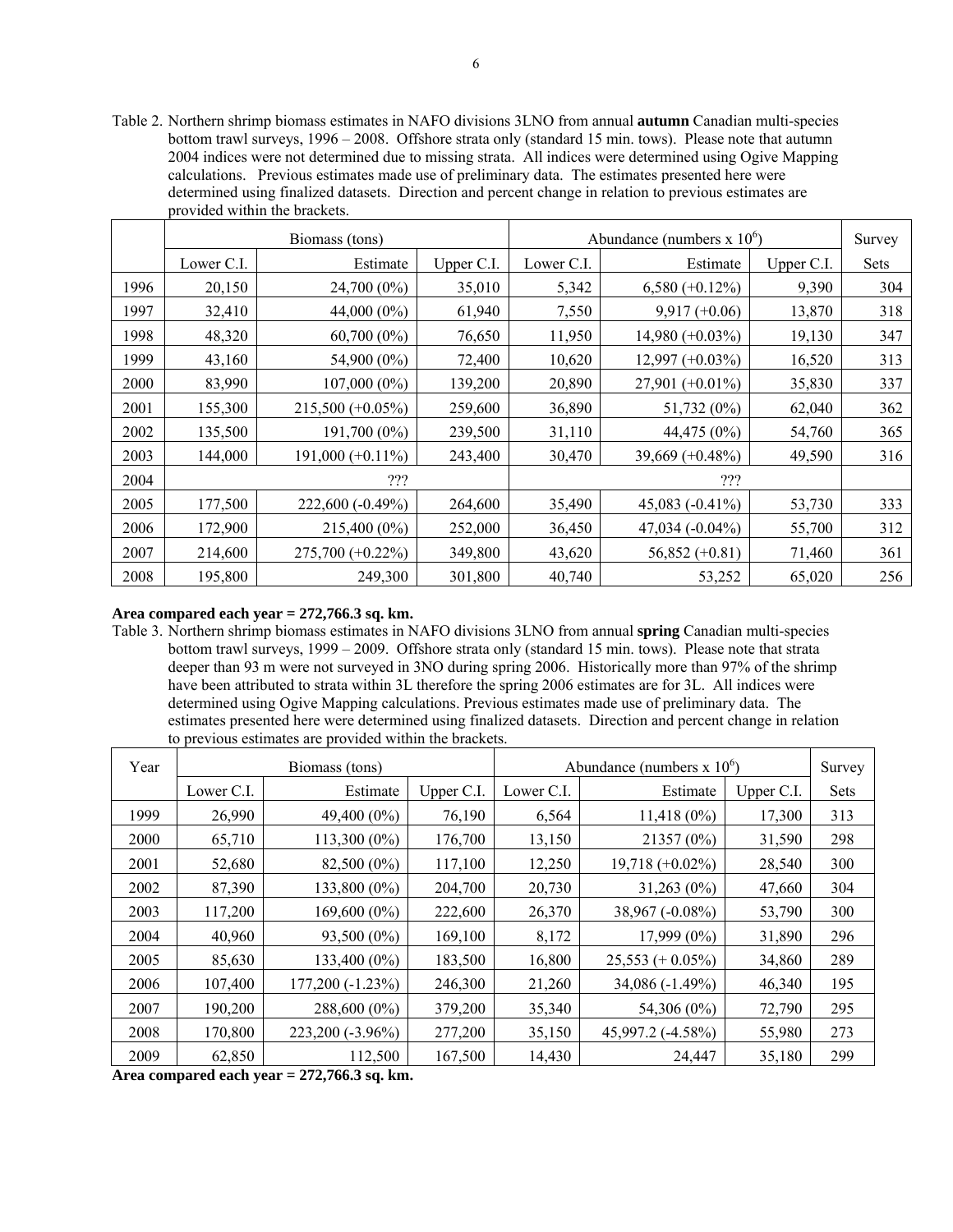Table 2. Northern shrimp biomass estimates in NAFO divisions 3LNO from annual **autumn** Canadian multi-species bottom trawl surveys, 1996 – 2008. Offshore strata only (standard 15 min. tows). Please note that autumn 2004 indices were not determined due to missing strata. All indices were determined using Ogive Mapping calculations. Previous estimates made use of preliminary data. The estimates presented here were determined using finalized datasets. Direction and percent change in relation to previous estimates are provided within the brackets.

| | Biomass (tons) | | | Abundance (numbers x $10^6$) | | | Survey |
|---|---|---|---|---|---|---|---|
| | Lower C.I. | Estimate | Upper C.I. | Lower C.I. | Estimate | Upper C.I. | Sets |
| 1996 | 20,150 | 24,700 (0%) | 35,010 | 5,342 | 6,580 (+0.12%) | 9,390 | 304 |
| 1997 | 32,410 | 44,000 (0%) | 61,940 | 7,550 | 9,917 (+0.06) | 13,870 | 318 |
| 1998 | 48,320 | 60,700 (0%) | 76,650 | 11,950 | 14,980 (+0.03%) | 19,130 | 347 |
| 1999 | 43,160 | 54,900 (0%) | 72,400 | 10,620 | 12,997 (+0.03%) | 16,520 | 313 |
| 2000 | 83,990 | 107,000 (0%) | 139,200 | 20,890 | 27,901 (+0.01%) | 35,830 | 337 |
| 2001 | 155,300 | 215,500 (+0.05%) | 259,600 | 36,890 | 51,732 (0%) | 62,040 | 362 |
| 2002 | 135,500 | 191,700 (0%) | 239,500 | 31,110 | 44,475 (0%) | 54,760 | 365 |
| 2003 | 144,000 | 191,000 (+0.11%) | 243,400 | 30,470 | 39,669 (+0.48%) | 49,590 | 316 |
| 2004 | | ??? | | | ??? | | |
| 2005 | 177,500 | 222,600 (-0.49%) | 264,600 | 35,490 | 45,083 (-0.41%) | 53,730 | 333 |
| 2006 | 172,900 | 215,400 (0%) | 252,000 | 36,450 | 47,034 (-0.04%) | 55,700 | 312 |
| 2007 | 214,600 | 275,700 (+0.22%) | 349,800 | 43,620 | 56,852 (+0.81) | 71,460 | 361 |
| 2008 | 195,800 | 249,300 | 301,800 | 40,740 | 53,252 | 65,020 | 256 |

**Area compared each year = 272,766.3 sq. km.**

Table 3. Northern shrimp biomass estimates in NAFO divisions 3LNO from annual **spring** Canadian multi-species bottom trawl surveys, 1999 – 2009. Offshore strata only (standard 15 min. tows). Please note that strata deeper than 93 m were not surveyed in 3NO during spring 2006. Historically more than 97% of the shrimp have been attributed to strata within 3L therefore the spring 2006 estimates are for 3L. All indices were determined using Ogive Mapping calculations. Previous estimates made use of preliminary data. The estimates presented here were determined using finalized datasets. Direction and percent change in relation to previous estimates are provided within the brackets.

| Year | Biomass (tons) | | | Abundance (numbers x $10^6$) | | | Survey |
|---|---|---|---|---|---|---|---|
| | Lower C.I. | Estimate | Upper C.I. | Lower C.I. | Estimate | Upper C.I. | Sets |
| 1999 | 26,990 | 49,400 (0%) | 76,190 | 6,564 | 11,418 (0%) | 17,300 | 313 |
| 2000 | 65,710 | 113,300 (0%) | 176,700 | 13,150 | 21357 (0%) | 31,590 | 298 |
| 2001 | 52,680 | 82,500 (0%) | 117,100 | 12,250 | 19,718 (+0.02%) | 28,540 | 300 |
| 2002 | 87,390 | 133,800 (0%) | 204,700 | 20,730 | 31,263 (0%) | 47,660 | 304 |
| 2003 | 117,200 | 169,600 (0%) | 222,600 | 26,370 | 38,967 (-0.08%) | 53,790 | 300 |
| 2004 | 40,960 | 93,500 (0%) | 169,100 | 8,172 | 17,999 (0%) | 31,890 | 296 |
| 2005 | 85,630 | 133,400 (0%) | 183,500 | 16,800 | 25,553 (+ 0.05%) | 34,860 | 289 |
| 2006 | 107,400 | 177,200 (-1.23%) | 246,300 | 21,260 | 34,086 (-1.49%) | 46,340 | 195 |
| 2007 | 190,200 | 288,600 (0%) | 379,200 | 35,340 | 54,306 (0%) | 72,790 | 295 |
| 2008 | 170,800 | 223,200 (-3.96%) | 277,200 | 35,150 | 45,997.2 (-4.58%) | 55,980 | 273 |
| 2009 | 62,850 | 112,500 | 167,500 | 14,430 | 24,447 | 35,180 | 299 |

**Area compared each year = 272,766.3 sq. km.**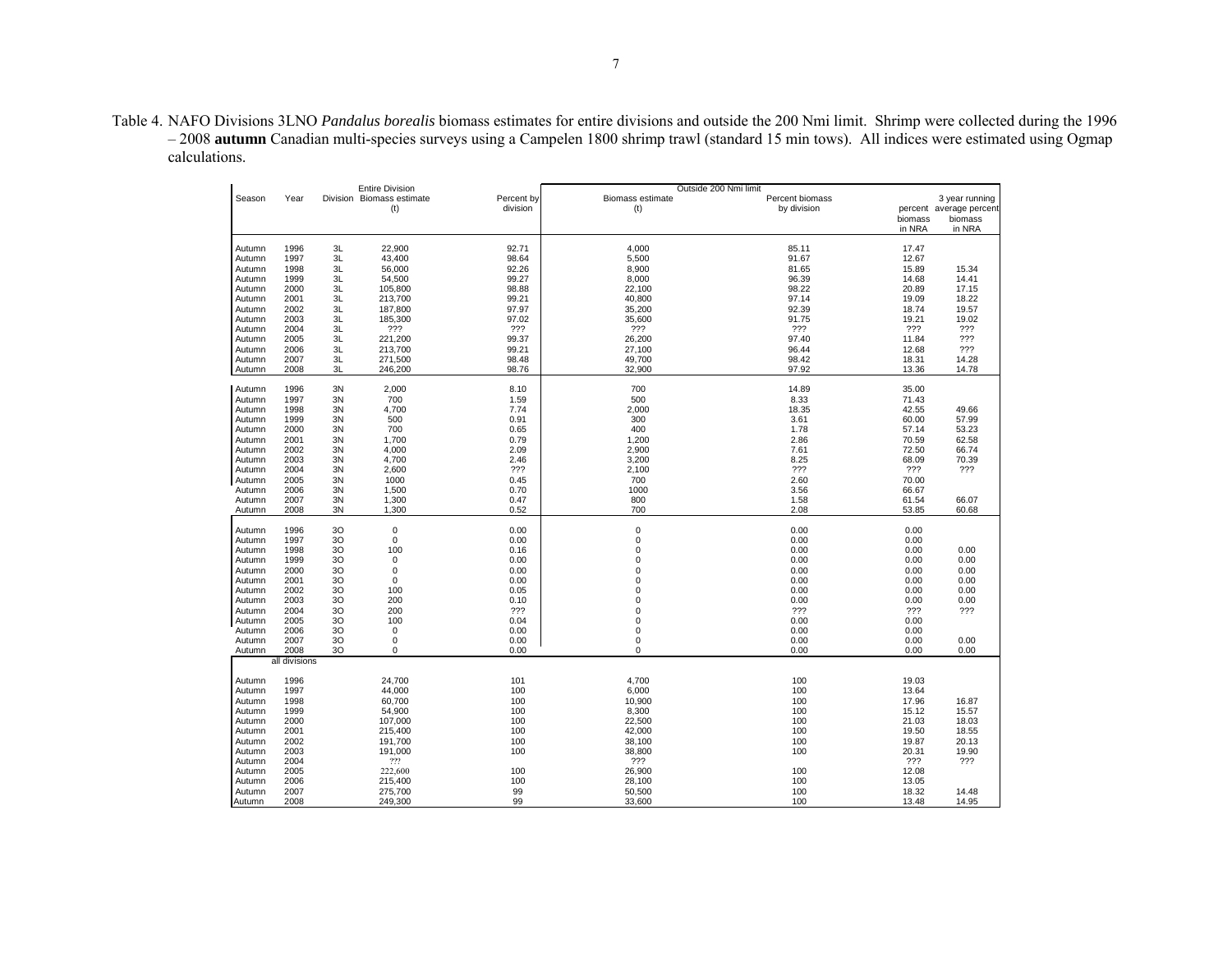Table 4. NAFO Divisions 3LNO *Pandalus borealis* biomass estimates for entire divisions and outside the 200 Nmi limit. Shrimp were collected during the 1996 – 2008 **autumn** Canadian multi-species surveys using a Campelen 1800 shrimp trawl (standard 15 min tows). All indices were estimated using Ogmap calculations.

| | | | Entire Division | | Outside 200 Nmi limit | | | |
|---|---|---|---|---|---|---|---|---|
| Season | Year | Division | Biomass estimate (t) | Percent by division | Biomass estimate (t) | Percent biomass by division | percent biomass in NRA | 3 year running average percent biomass in NRA |
| Autumn | 1996 | 3L | 22,900 | 92.71 | 4,000 | 85.11 | 17.47 | |
| Autumn | 1997 | 3L | 43,400 | 98.64 | 5,500 | 91.67 | 12.67 | |
| Autumn | 1998 | 3L | 56,000 | 92.26 | 8,900 | 81.65 | 15.89 | 15.34 |
| Autumn | 1999 | 3L | 54,500 | 99.27 | 8,000 | 96.39 | 14.68 | 14.41 |
| Autumn | 2000 | 3L | 105,800 | 98.88 | 22,100 | 98.22 | 20.89 | 17.15 |
| Autumn | 2001 | 3L | 213,700 | 99.21 | 40,800 | 97.14 | 19.09 | 18.22 |
| Autumn | 2002 | 3L | 187,800 | 97.97 | 35,200 | 92.39 | 18.74 | 19.57 |
| Autumn | 2003 | 3L | 185,300 | 97.02 | 35,600 | 91.75 | 19.21 | 19.02 |
| Autumn | 2004 | 3L | ??? | ??? | ??? | ??? | ??? | ??? |
| Autumn | 2005 | 3L | 221,200 | 99.37 | 26,200 | 97.40 | 11.84 | ??? |
| Autumn | 2006 | 3L | 213,700 | 99.21 | 27,100 | 96.44 | 12.68 | ??? |
| Autumn | 2007 | 3L | 271,500 | 98.48 | 49,700 | 98.42 | 18.31 | 14.28 |
| Autumn | 2008 | 3L | 246,200 | 98.76 | 32,900 | 97.92 | 13.36 | 14.78 |
| Autumn | 1996 | 3N | 2,000 | 8.10 | 700 | 14.89 | 35.00 | |
| Autumn | 1997 | 3N | 700 | 1.59 | 500 | 8.33 | 71.43 | |
| Autumn | 1998 | 3N | 4,700 | 7.74 | 2,000 | 18.35 | 42.55 | 49.66 |
| Autumn | 1999 | 3N | 500 | 0.91 | 300 | 3.61 | 60.00 | 57.99 |
| Autumn | 2000 | 3N | 700 | 0.65 | 400 | 1.78 | 57.14 | 53.23 |
| Autumn | 2001 | 3N | 1,700 | 0.79 | 1,200 | 2.86 | 70.59 | 62.58 |
| Autumn | 2002 | 3N | 4,000 | 2.09 | 2,900 | 7.61 | 72.50 | 66.74 |
| Autumn | 2003 | 3N | 4,700 | 2.46 | 3,200 | 8.25 | 68.09 | 70.39 |
| Autumn | 2004 | 3N | 2,600 | ??? | 2,100 | ??? | ??? | ??? |
| Autumn | 2005 | 3N | 1000 | 0.45 | 700 | 2.60 | 70.00 | |
| Autumn | 2006 | 3N | 1,500 | 0.70 | 1000 | 3.56 | 66.67 | |
| Autumn | 2007 | 3N | 1,300 | 0.47 | 800 | 1.58 | 61.54 | 66.07 |
| Autumn | 2008 | 3N | 1,300 | 0.52 | 700 | 2.08 | 53.85 | 60.68 |
| Autumn | 1996 | 3O | 0 | 0.00 | 0 | 0.00 | 0.00 | |
| Autumn | 1997 | 3O | 0 | 0.00 | 0 | 0.00 | 0.00 | |
| Autumn | 1998 | 3O | 100 | 0.16 | 0 | 0.00 | 0.00 | 0.00 |
| Autumn | 1999 | 3O | 0 | 0.00 | 0 | 0.00 | 0.00 | 0.00 |
| Autumn | 2000 | 3O | 0 | 0.00 | 0 | 0.00 | 0.00 | 0.00 |
| Autumn | 2001 | 3O | 0 | 0.00 | 0 | 0.00 | 0.00 | 0.00 |
| Autumn | 2002 | 3O | 100 | 0.05 | 0 | 0.00 | 0.00 | 0.00 |
| Autumn | 2003 | 3O | 200 | 0.10 | 0 | 0.00 | 0.00 | 0.00 |
| Autumn | 2004 | 3O | 200 | ??? | 0 | ??? | ??? | ??? |
| Autumn | 2005 | 3O | 100 | 0.04 | 0 | 0.00 | 0.00 | |
| Autumn | 2006 | 3O | 0 | 0.00 | 0 | 0.00 | 0.00 | |
| Autumn | 2007 | 3O | 0 | 0.00 | 0 | 0.00 | 0.00 | 0.00 |
| Autumn | 2008 | 3O | 0 | 0.00 | 0 | 0.00 | 0.00 | 0.00 |
| | all divisions | | | | | | | |
| Autumn | 1996 | | 24,700 | 101 | 4,700 | 100 | 19.03 | |
| Autumn | 1997 | | 44,000 | 100 | 6,000 | 100 | 13.64 | |
| Autumn | 1998 | | 60,700 | 100 | 10,900 | 100 | 17.96 | 16.87 |
| Autumn | 1999 | | 54,900 | 100 | 8,300 | 100 | 15.12 | 15.57 |
| Autumn | 2000 | | 107,000 | 100 | 22,500 | 100 | 21.03 | 18.03 |
| Autumn | 2001 | | 215,400 | 100 | 42,000 | 100 | 19.50 | 18.55 |
| Autumn | 2002 | | 191,700 | 100 | 38,100 | 100 | 19.87 | 20.13 |
| Autumn | 2003 | | 191,000 | 100 | 38,800 | 100 | 20.31 | 19.90 |
| Autumn | 2004 | | ??? | | ??? | | ??? | ??? |
| Autumn | 2005 | | 222,600 | 100 | 26,900 | 100 | 12.08 | |
| Autumn | 2006 | | 215,400 | 100 | 28,100 | 100 | 13.05 | |
| Autumn | 2007 | | 275,700 | 99 | 50,500 | 100 | 18.32 | 14.48 |
| Autumn | 2008 | | 249,300 | 99 | 33,600 | 100 | 13.48 | 14.95 |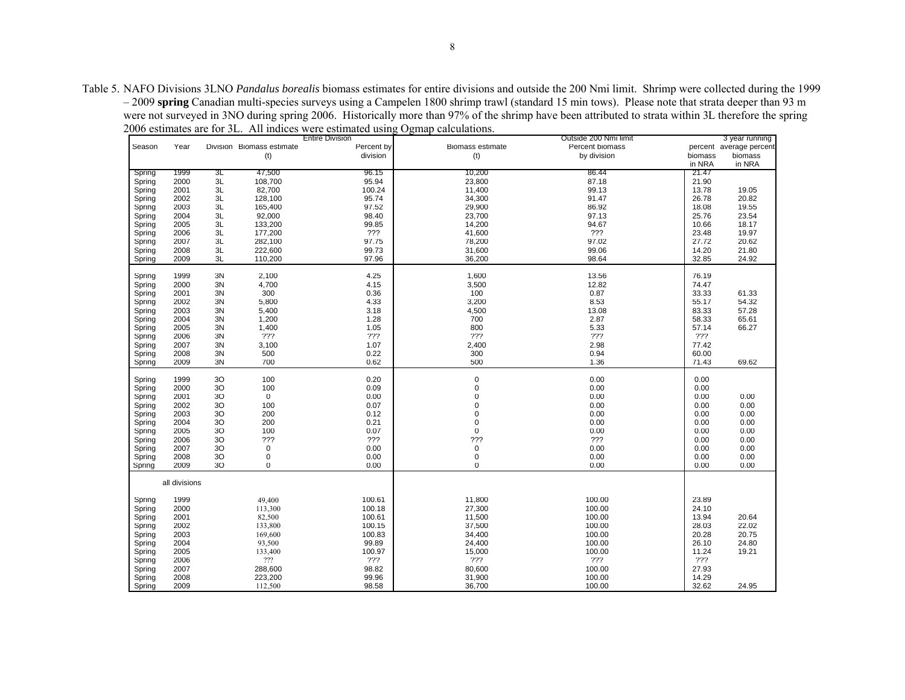Table 5. NAFO Divisions 3LNO *Pandalus borealis* biomass estimates for entire divisions and outside the 200 Nmi limit. Shrimp were collected during the 1999 – 2009 **spring** Canadian multi-species surveys using a Campelen 1800 shrimp trawl (standard 15 min tows). Please note that strata deeper than 93 m were not surveyed in 3NO during spring 2006. Historically more than 97% of the shrimp have been attributed to strata within 3L therefore the spring 2006 estimates are for 3L. All indices were estimated using Ogmap calculations.

| | | | Entire Division | | Outside 200 Nmi limit | | | 3 year running |
|---|---|---|---|---|---|---|---|---|
| Season | Year | Division | Biomass estimate (t) | Percent by division | Biomass estimate (t) | Percent biomass by division | percent biomass in NRA | average percent biomass in NRA |
| Spring | 1999 | 3L | 47,500 | 96.15 | 10,200 | 86.44 | 21.47 | |
| Spring | 2000 | 3L | 108,700 | 95.94 | 23,800 | 87.18 | 21.90 | |
| Spring | 2001 | 3L | 82,700 | 100.24 | 11,400 | 99.13 | 13.78 | 19.05 |
| Spring | 2002 | 3L | 128,100 | 95.74 | 34,300 | 91.47 | 26.78 | 20.82 |
| Spring | 2003 | 3L | 165,400 | 97.52 | 29,900 | 86.92 | 18.08 | 19.55 |
| Spring | 2004 | 3L | 92,000 | 98.40 | 23,700 | 97.13 | 25.76 | 23.54 |
| Spring | 2005 | 3L | 133,200 | 99.85 | 14,200 | 94.67 | 10.66 | 18.17 |
| Spring | 2006 | 3L | 177,200 | ??? | 41,600 | ??? | 23.48 | 19.97 |
| Spring | 2007 | 3L | 282,100 | 97.75 | 78,200 | 97.02 | 27.72 | 20.62 |
| Spring | 2008 | 3L | 222,600 | 99.73 | 31,600 | 99.06 | 14.20 | 21.80 |
| Spring | 2009 | 3L | 110,200 | 97.96 | 36,200 | 98.64 | 32.85 | 24.92 |
| Spring | 1999 | 3N | 2,100 | 4.25 | 1,600 | 13.56 | 76.19 | |
| Spring | 2000 | 3N | 4,700 | 4.15 | 3,500 | 12.82 | 74.47 | |
| Spring | 2001 | 3N | 300 | 0.36 | 100 | 0.87 | 33.33 | 61.33 |
| Spring | 2002 | 3N | 5,800 | 4.33 | 3,200 | 8.53 | 55.17 | 54.32 |
| Spring | 2003 | 3N | 5,400 | 3.18 | 4,500 | 13.08 | 83.33 | 57.28 |
| Spring | 2004 | 3N | 1,200 | 1.28 | 700 | 2.87 | 58.33 | 65.61 |
| Spring | 2005 | 3N | 1,400 | 1.05 | 800 | 5.33 | 57.14 | 66.27 |
| Spring | 2006 | 3N | ??? | ??? | ??? | ??? | ??? | |
| Spring | 2007 | 3N | 3,100 | 1.07 | 2,400 | 2.98 | 77.42 | |
| Spring | 2008 | 3N | 500 | 0.22 | 300 | 0.94 | 60.00 | |
| Spring | 2009 | 3N | 700 | 0.62 | 500 | 1.36 | 71.43 | 69.62 |
| Spring | 1999 | 3O | 100 | 0.20 | 0 | 0.00 | 0.00 | |
| Spring | 2000 | 3O | 100 | 0.09 | 0 | 0.00 | 0.00 | |
| Spring | 2001 | 3O | 0 | 0.00 | 0 | 0.00 | 0.00 | 0.00 |
| Spring | 2002 | 3O | 100 | 0.07 | 0 | 0.00 | 0.00 | 0.00 |
| Spring | 2003 | 3O | 200 | 0.12 | 0 | 0.00 | 0.00 | 0.00 |
| Spring | 2004 | 3O | 200 | 0.21 | 0 | 0.00 | 0.00 | 0.00 |
| Spring | 2005 | 3O | 100 | 0.07 | 0 | 0.00 | 0.00 | 0.00 |
| Spring | 2006 | 3O | ??? | ??? | ??? | ??? | 0.00 | 0.00 |
| Spring | 2007 | 3O | 0 | 0.00 | 0 | 0.00 | 0.00 | 0.00 |
| Spring | 2008 | 3O | 0 | 0.00 | 0 | 0.00 | 0.00 | 0.00 |
| Spring | 2009 | 3O | 0 | 0.00 | 0 | 0.00 | 0.00 | 0.00 |
| | all divisions | | | | | | | |
| Spring | 1999 | | 49,400 | 100.61 | 11,800 | 100.00 | 23.89 | |
| Spring | 2000 | | 113,300 | 100.18 | 27,300 | 100.00 | 24.10 | |
| Spring | 2001 | | 82,500 | 100.61 | 11,500 | 100.00 | 13.94 | 20.64 |
| Spring | 2002 | | 133,800 | 100.15 | 37,500 | 100.00 | 28.03 | 22.02 |
| Spring | 2003 | | 169,600 | 100.83 | 34,400 | 100.00 | 20.28 | 20.75 |
| Spring | 2004 | | 93,500 | 99.89 | 24,400 | 100.00 | 26.10 | 24.80 |
| Spring | 2005 | | 133,400 | 100.97 | 15,000 | 100.00 | 11.24 | 19.21 |
| Spring | 2006 | | ??? | ??? | ??? | ??? | ??? | |
| Spring | 2007 | | 288,600 | 98.82 | 80,600 | 100.00 | 27.93 | |
| Spring | 2008 | | 223,200 | 99.96 | 31,900 | 100.00 | 14.29 | |
| Spring | 2009 | | 112,500 | 98.58 | 36,700 | 100.00 | 32.62 | 24.95 |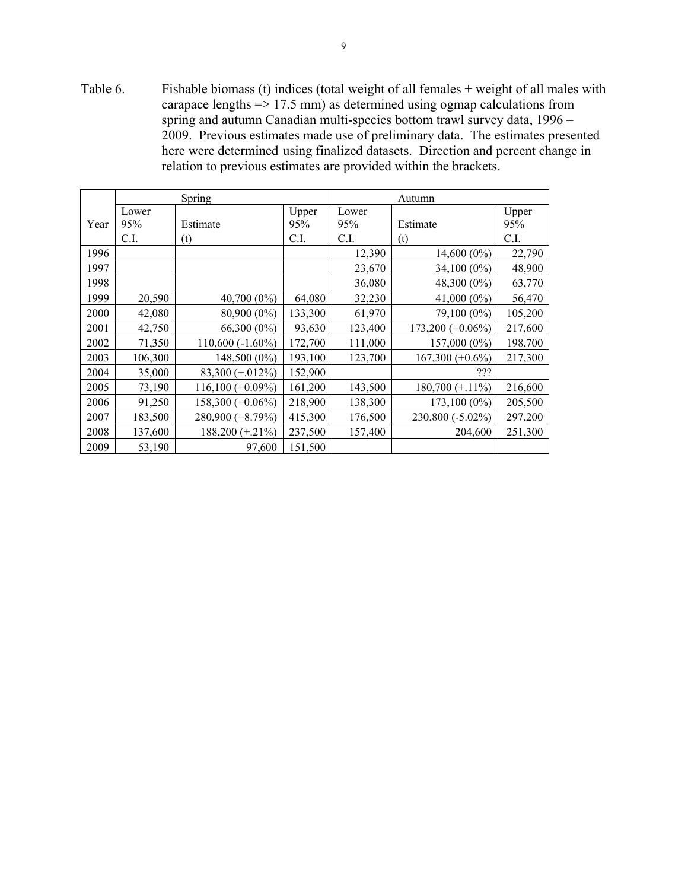Table 6. Fishable biomass (t) indices (total weight of all females + weight of all males with carapace lengths => 17.5 mm) as determined using ogmap calculations from spring and autumn Canadian multi-species bottom trawl survey data, 1996 – 2009. Previous estimates made use of preliminary data. The estimates presented here were determined using finalized datasets. Direction and percent change in relation to previous estimates are provided within the brackets.

| | Spring | | | Autumn | | |
|---|---|---|---|---|---|---|
| Year | Lower 95% C.I. | Estimate (t) | Upper 95% C.I. | Lower 95% C.I. | Estimate (t) | Upper 95% C.I. |
| 1996 | | | | 12,390 | 14,600 (0%) | 22,790 |
| 1997 | | | | 23,670 | 34,100 (0%) | 48,900 |
| 1998 | | | | 36,080 | 48,300 (0%) | 63,770 |
| 1999 | 20,590 | 40,700 (0%) | 64,080 | 32,230 | 41,000 (0%) | 56,470 |
| 2000 | 42,080 | 80,900 (0%) | 133,300 | 61,970 | 79,100 (0%) | 105,200 |
| 2001 | 42,750 | 66,300 (0%) | 93,630 | 123,400 | 173,200 (+0.06%) | 217,600 |
| 2002 | 71,350 | 110,600 (-1.60%) | 172,700 | 111,000 | 157,000 (0%) | 198,700 |
| 2003 | 106,300 | 148,500 (0%) | 193,100 | 123,700 | 167,300 (+0.6%) | 217,300 |
| 2004 | 35,000 | 83,300 (+.012%) | 152,900 | | ??? | |
| 2005 | 73,190 | 116,100 (+0.09%) | 161,200 | 143,500 | 180,700 (+.11%) | 216,600 |
| 2006 | 91,250 | 158,300 (+0.06%) | 218,900 | 138,300 | 173,100 (0%) | 205,500 |
| 2007 | 183,500 | 280,900 (+8.79%) | 415,300 | 176,500 | 230,800 (-5.02%) | 297,200 |
| 2008 | 137,600 | 188,200 (+.21%) | 237,500 | 157,400 | 204,600 | 251,300 |
| 2009 | 53,190 | 97,600 | 151,500 | | | |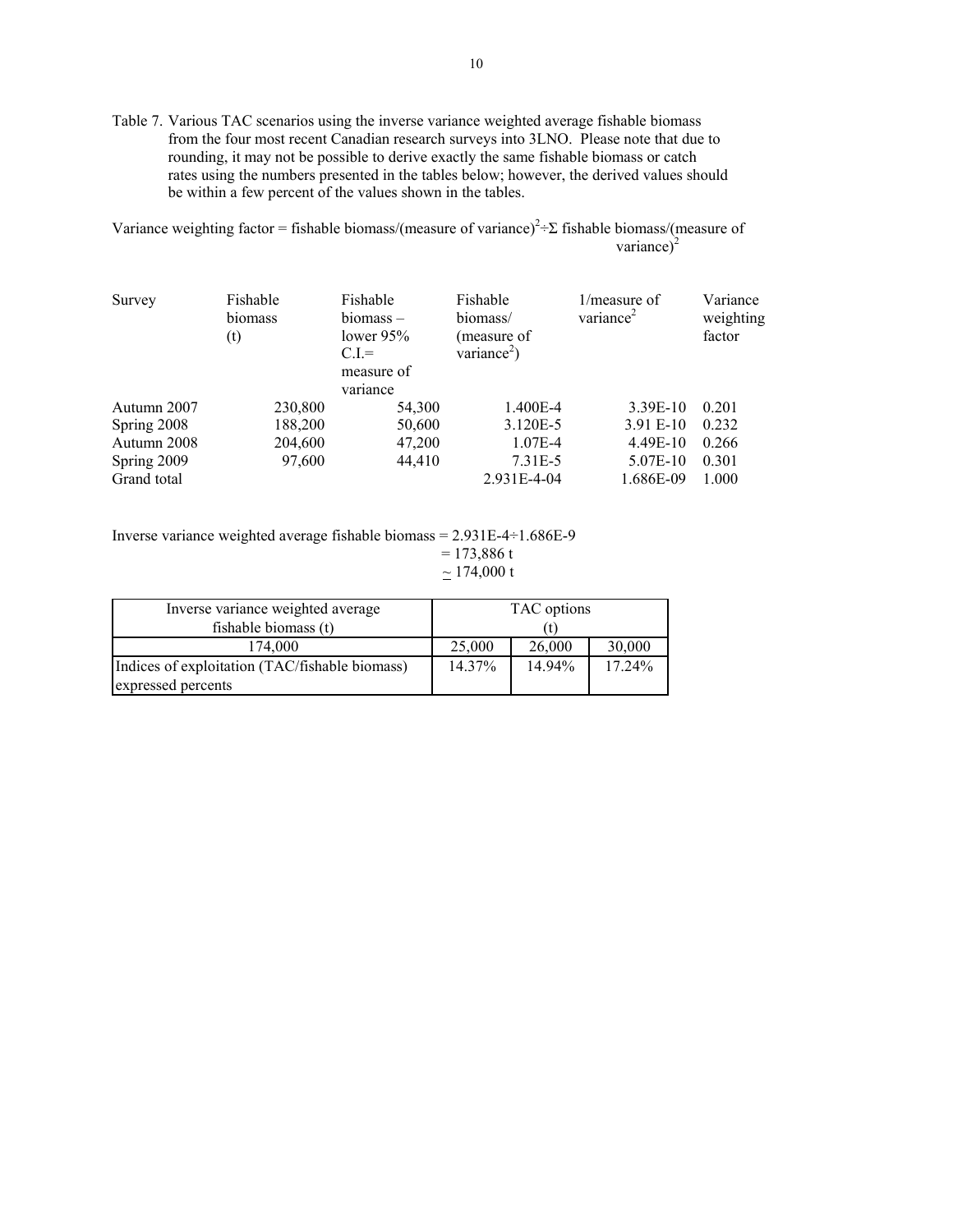Table 7. Various TAC scenarios using the inverse variance weighted average fishable biomass from the four most recent Canadian research surveys into 3LNO. Please note that due to rounding, it may not be possible to derive exactly the same fishable biomass or catch rates using the numbers presented in the tables below; however, the derived values should be within a few percent of the values shown in the tables.

Variance weighting factor = fishable biomass/(measure of variance)$^2$÷Σ fishable biomass/(measure of variance)$^2$

| Survey | Fishable biomass (t) | Fishable biomass – lower 95% C.I.= measure of variance | Fishable biomass/ (measure of variance$^2$) | 1/measure of variance$^2$ | Variance weighting factor |
|---|---|---|---|---|---|
| Autumn 2007 | 230,800 | 54,300 | 1.400E-4 | 3.39E-10 | 0.201 |
| Spring 2008 | 188,200 | 50,600 | 3.120E-5 | 3.91 E-10 | 0.232 |
| Autumn 2008 | 204,600 | 47,200 | 1.07E-4 | 4.49E-10 | 0.266 |
| Spring 2009 | 97,600 | 44,410 | 7.31E-5 | 5.07E-10 | 0.301 |
| Grand total | | | 2.931E-4-04 | 1.686E-09 | 1.000 |

Inverse variance weighted average fishable biomass = 2.931E-4÷1.686E-9
= 173,886 t
≃ 174,000 t

| Inverse variance weighted average fishable biomass (t) | TAC options (t) | | |
|---|---|---|---|
| 174,000 | 25,000 | 26,000 | 30,000 |
| Indices of exploitation (TAC/fishable biomass) expressed percents | 14.37% | 14.94% | 17.24% |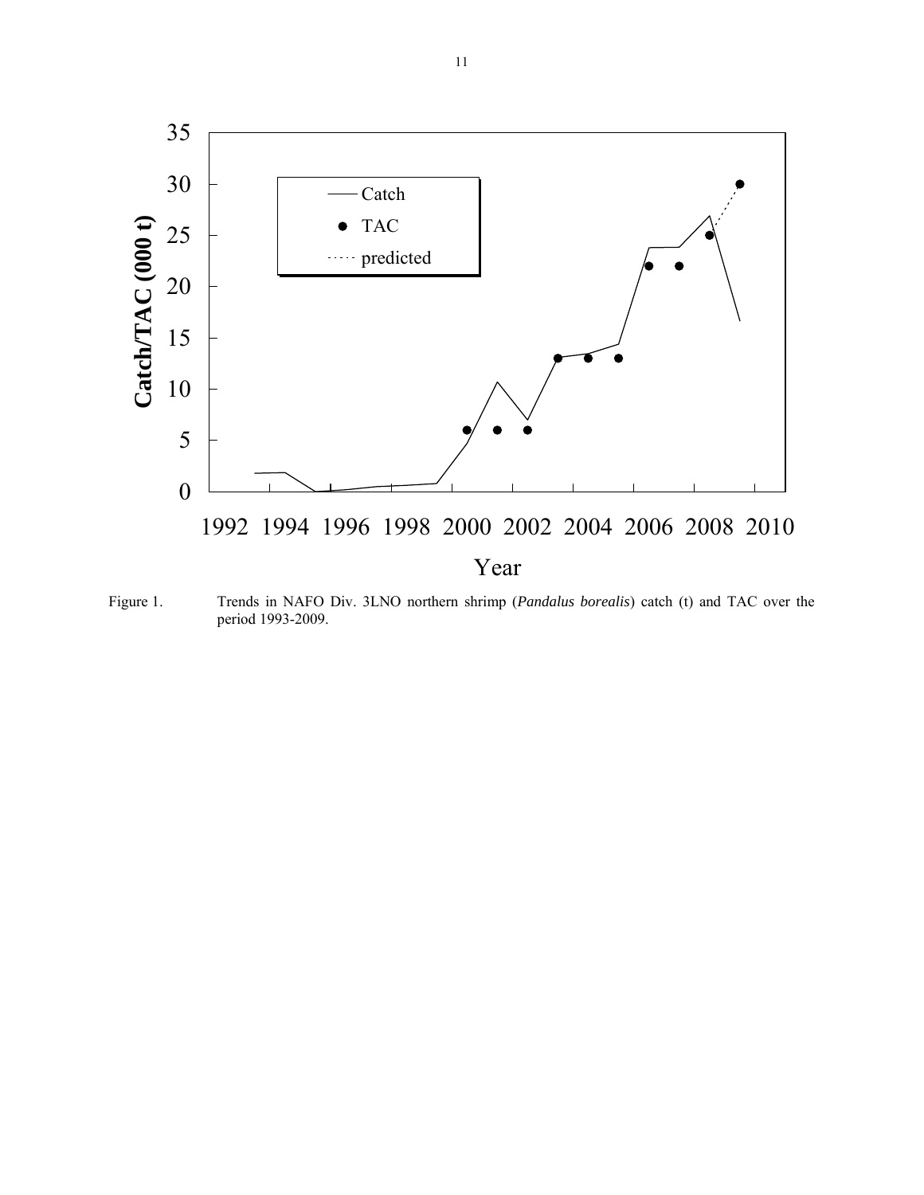Figure 1. Trends in NAFO Div. 3LNO northern shrimp (*Pandalus borealis*) catch (t) and TAC over the period 1993-2009.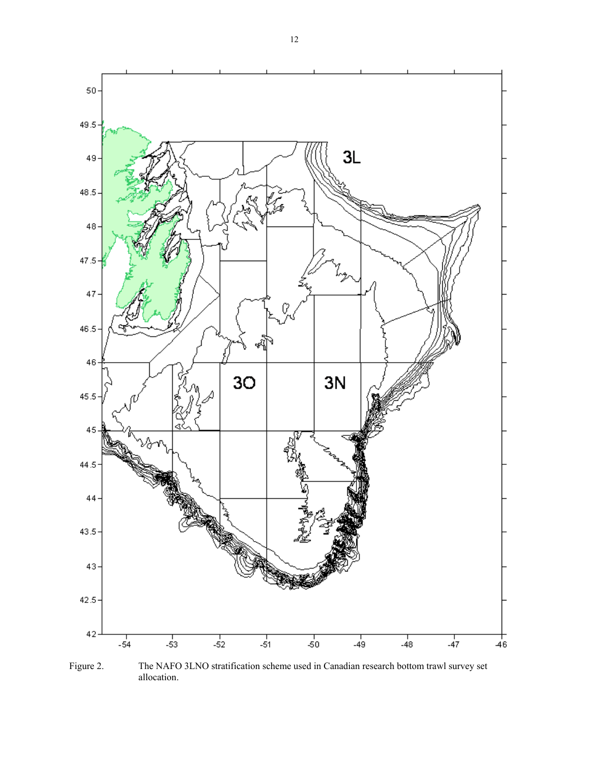Figure 2. The NAFO 3LNO stratification scheme used in Canadian research bottom trawl survey set allocation.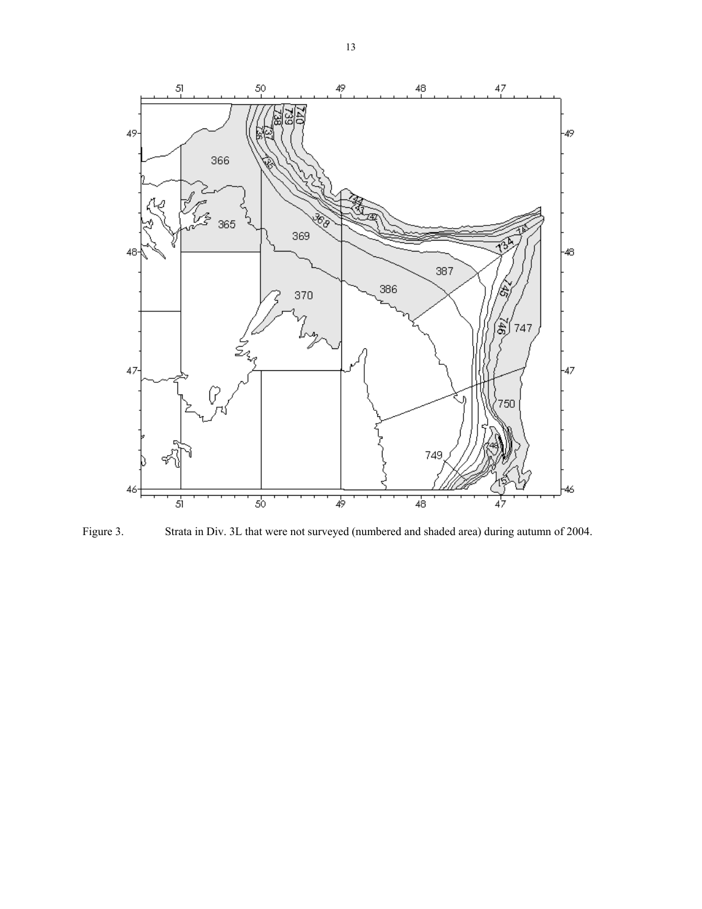Figure 3. Strata in Div. 3L that were not surveyed (numbered and shaded area) during autumn of 2004.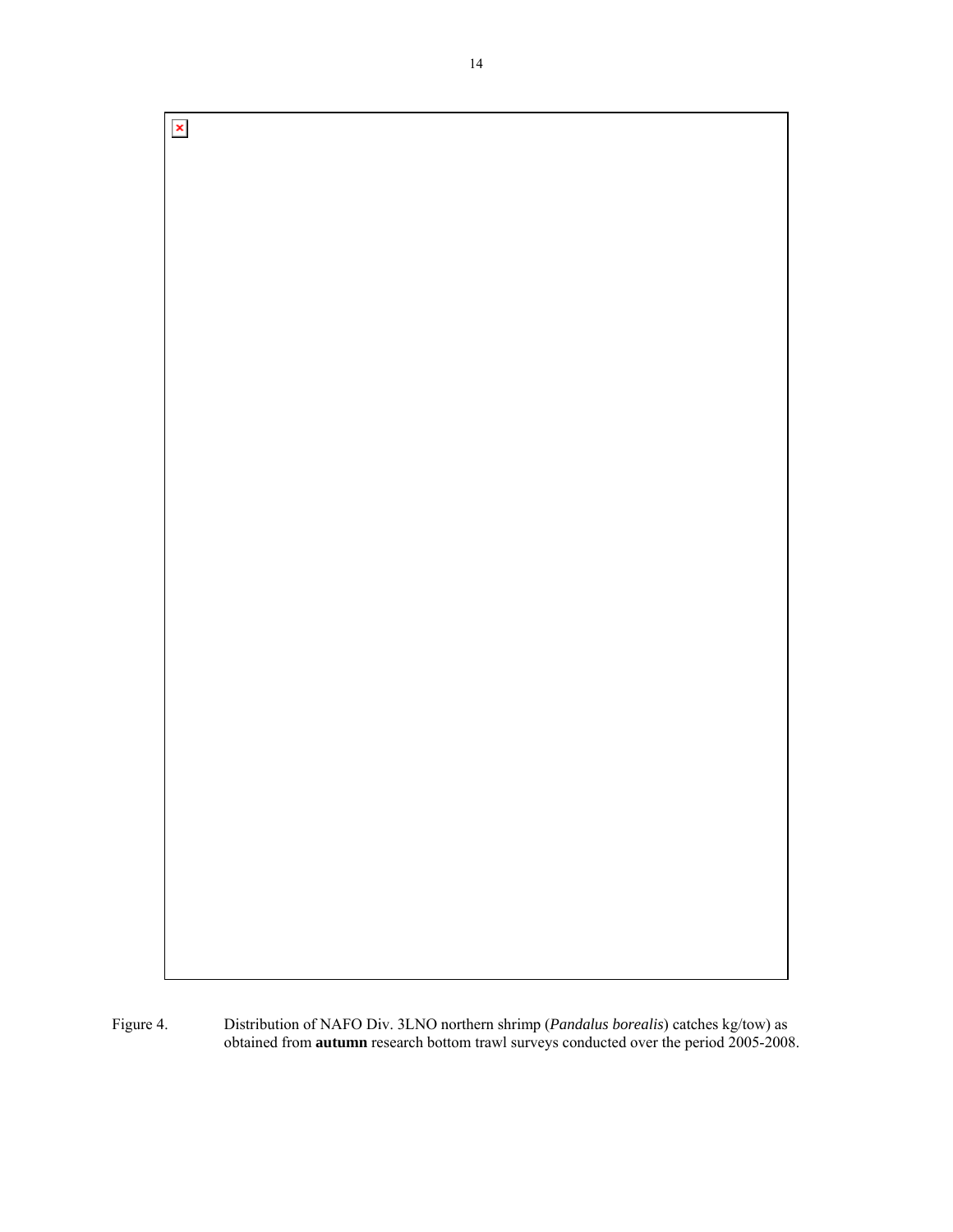Figure 4. Distribution of NAFO Div. 3LNO northern shrimp (*Pandalus borealis*) catches kg/tow) as obtained from **autumn** research bottom trawl surveys conducted over the period 2005-2008.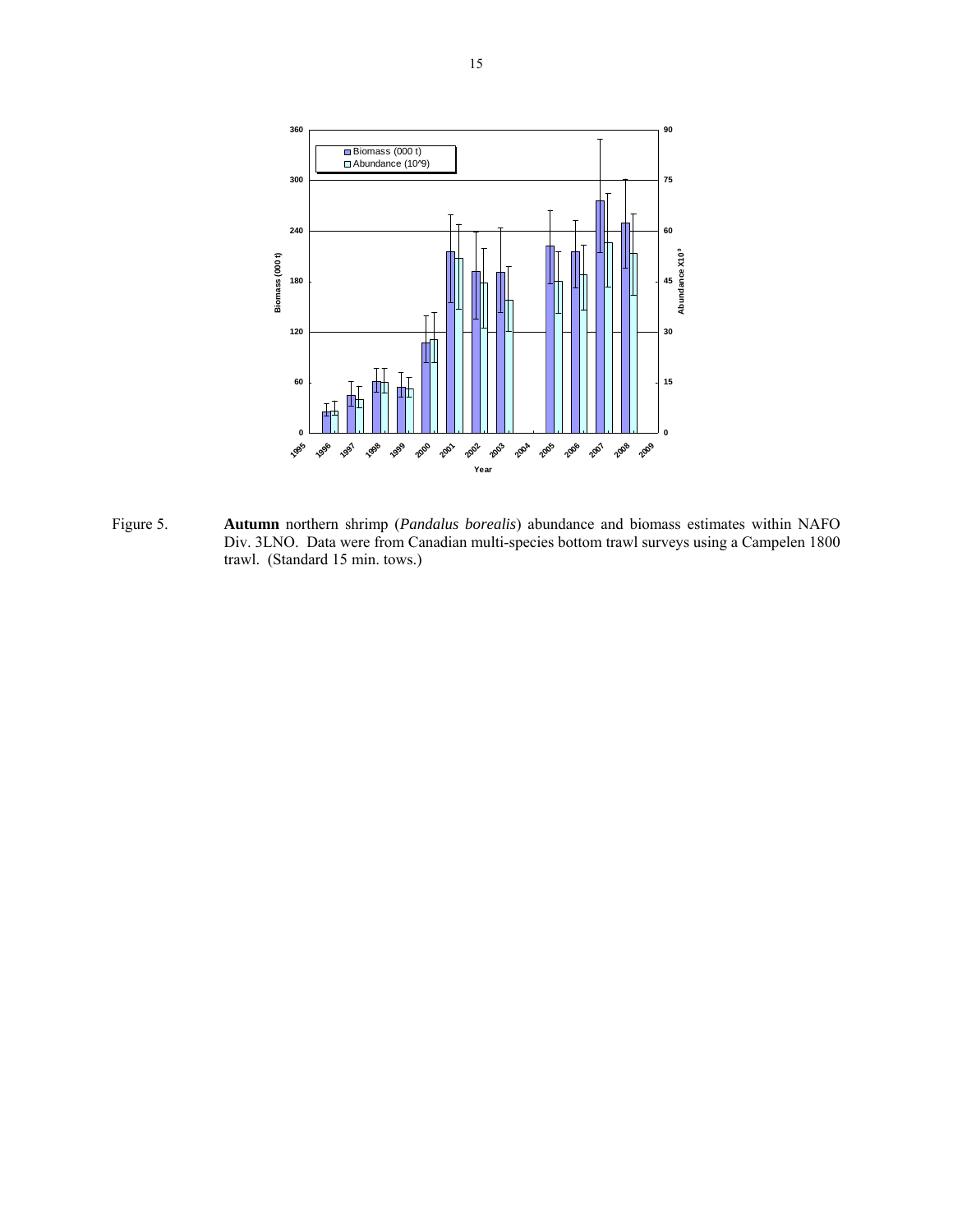Figure 5. **Autumn** northern shrimp (*Pandalus borealis*) abundance and biomass estimates within NAFO Div. 3LNO. Data were from Canadian multi-species bottom trawl surveys using a Campelen 1800 trawl. (Standard 15 min. tows.)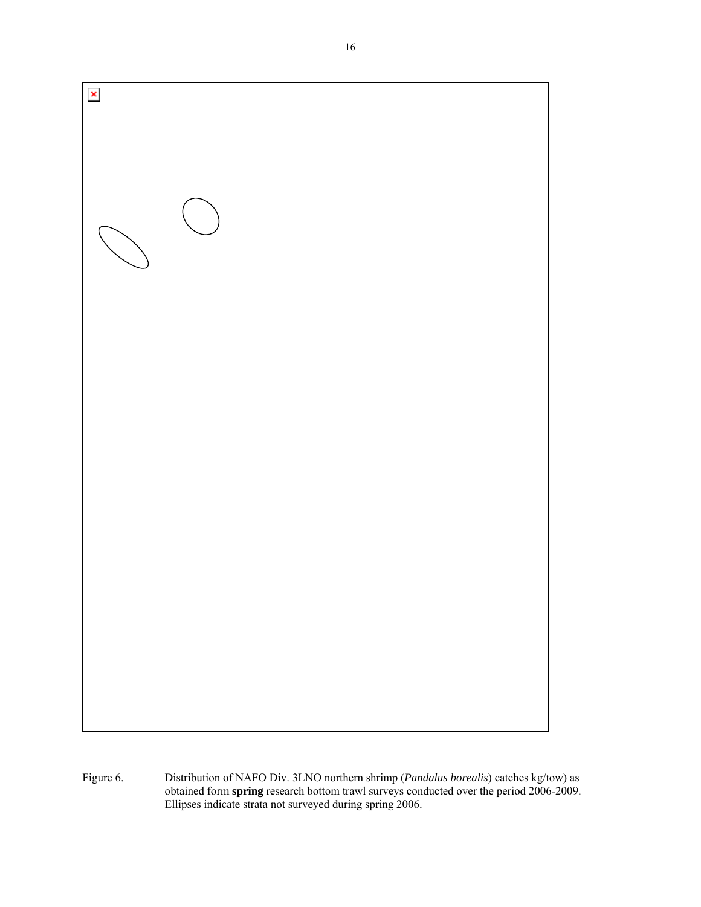Figure 6. Distribution of NAFO Div. 3LNO northern shrimp (*Pandalus borealis*) catches kg/tow) as obtained form **spring** research bottom trawl surveys conducted over the period 2006-2009. Ellipses indicate strata not surveyed during spring 2006.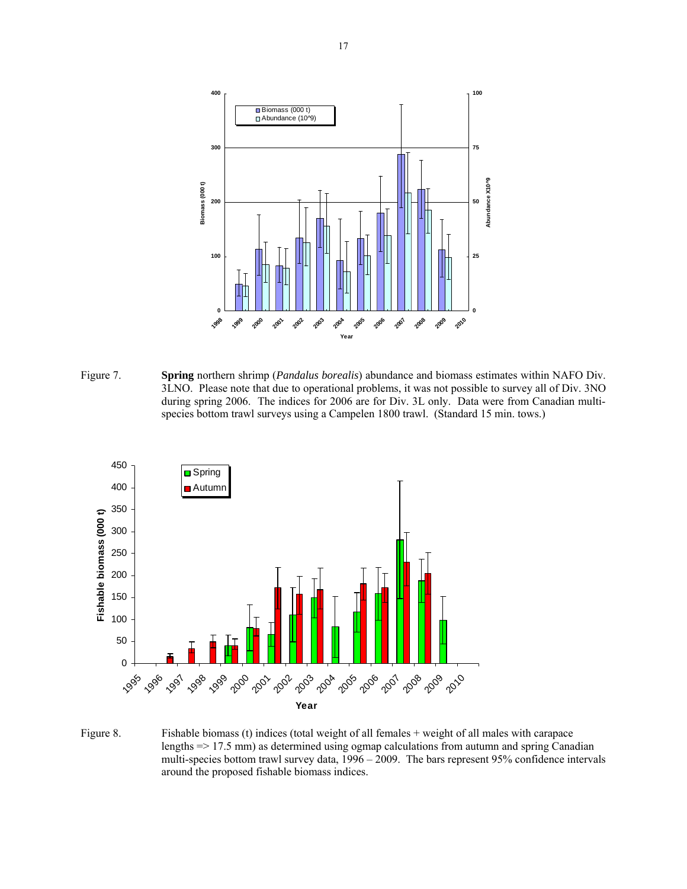Biomass (000 t)
Abundance (10^9)

400
300
200
100
0

Biomass (000 t)

100
75
50
25
0

Abundance X10^9

1998 1999 2000 2001 2002 2003 2004 2005 2006 2007 2008 2009 2010

Year

Figure 7. **Spring** northern shrimp (*Pandalus borealis*) abundance and biomass estimates within NAFO Div. 3LNO. Please note that due to operational problems, it was not possible to survey all of Div. 3NO during spring 2006. The indices for 2006 are for Div. 3L only. Data were from Canadian multi-species bottom trawl surveys using a Campelen 1800 trawl. (Standard 15 min. tows.)

Spring
Autumn

450
400
350
300
250
200
150
100
50
0

Fishable biomass (000 t)

1995 1996 1997 1998 1999 2000 2001 2002 2003 2004 2005 2006 2007 2008 2009 2010

Year

Figure 8. Fishable biomass (t) indices (total weight of all females + weight of all males with carapace lengths => 17.5 mm) as determined using ogmap calculations from autumn and spring Canadian multi-species bottom trawl survey data, 1996 – 2009. The bars represent 95% confidence intervals around the proposed fishable biomass indices.